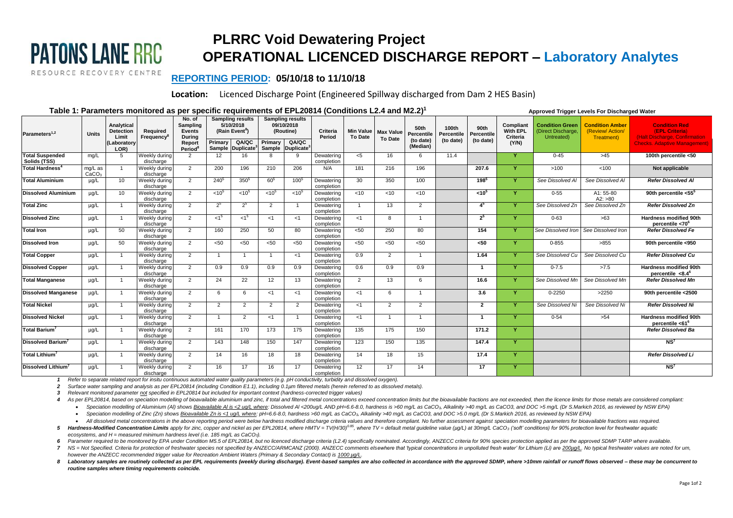# PATONS LANE RRC

RESOURCE RECOVERY CENTRE

# PLRRC Void Dewatering Project

# OPERATIONAL LICENCED DISCHARGE REPORT – Laboratory Analytes

## REPORTING PERIOD: 05/10/18 to 11/10/18

**Location:** Licenced Discharge Point (Engineered Spillway discharged from Dam 2 HES Basin)

### Table 1: Parameters monitored as per specific requirements of EPL20814 (Conditions L2.4 and M2.2)[1]

**Approved Trigger Levels For Discharged Water**

| Parameters[1,2] | Units | Analytical Detection Limit (Laboratory LOR) | Required Frequency[8] | No. of Sampling Events During Report Period[8] | Sampling results 5/10/2018 (Rain Event[8]) Primary Sample | Sampling results 5/10/2018 (Rain Event[8]) QA/QC Duplicate[3] | Sampling results 09/10/2018 (Routine) Primary Sample | Sampling results 09/10/2018 (Routine) QA/QC Duplicate[3] | Criteria Period | Min Value To Date | Max Value To Date | 50th Percentile (to date) (Median) | 100th Percentile (to date) | 90th Percentile (to date) | Compliant With EPL Criteria (Y/N) | Condition Green (Direct Discharge, Untreated) | Condition Amber (Review/ Action/ Treatment) | Condition Red (EPL Criteria) (Halt Discharge, Confirmation Checks, Adaptive Management) |
|---|---|---|---|---|---|---|---|---|---|---|---|---|---|---|---|---|---|---|
| **Total Suspended Solids (TSS)** | mg/L | 5 | Weekly during discharge | 2 | 12 | 16 | 8 | 9 | Dewatering completion | <5 | 16 | 6 | 11.4 | | Y | 0-45 | >45 | **100th percentile <50** |
| **Total Hardness[4]** | mg/L as $CaCO_3$ | 1 | Weekly during discharge | 2 | 200 | 196 | 210 | 206 | N/A | 181 | 216 | 196 | | **207.6** | Y | >100 | <100 | **Not applicable** |
| **Total Aluminium** | µg/L | 10 | Weekly during discharge | 2 | 240[5] | 350[5] | 60[5] | 100[5] | Dewatering completion | 30 | 350 | 100 | | **198[5]** | Y | *See Dissolved Al* | *See Dissolved Al* | ***Refer Dissolved Al*** |
| **Dissolved Aluminium** | µg/L | 10 | Weekly during discharge | 2 | <10[5] | <10[5] | <10[5] | <10[5] | Dewatering completion | <10 | <10 | <10 | | **<10[5]** | Y | 0-55 | A1: 55-80 A2: >80 | **90th percentile <55[5]** |
| **Total Zinc** | µg/L | 1 | Weekly during discharge | 2 | 2[5] | 2[5] | 2 | 1 | Dewatering completion | 1 | 13 | 2 | | **4[5]** | Y | *See Dissolved Zn* | *See Dissolved Zn* | ***Refer Dissolved Zn*** |
| **Dissolved Zinc** | µg/L | 1 | Weekly during discharge | 2 | <1[5] | <1[5] | <1 | <1 | Dewatering completion | <1 | 8 | 1 | | **2[5]** | Y | 0-63 | >63 | **Hardness modified 90th percentile <70[6]** |
| **Total Iron** | µg/L | 50 | Weekly during discharge | 2 | 160 | 250 | 50 | 80 | Dewatering completion | <50 | 250 | 80 | | **154** | Y | *See Dissolved Iron* | *See Dissolved Iron* | ***Refer Dissolved Fe*** |
| **Dissolved Iron** | µg/L | 50 | Weekly during discharge | 2 | <50 | <50 | <50 | <50 | Dewatering completion | <50 | <50 | <50 | | **<50** | Y | 0-855 | >855 | **90th percentile <950** |
| **Total Copper** | µg/L | 1 | Weekly during discharge | 2 | 1 | 1 | 1 | <1 | Dewatering completion | 0.9 | 2 | 1 | | **1.64** | Y | *See Dissolved Cu* | *See Dissolved Cu* | ***Refer Dissolved Cu*** |
| **Dissolved Copper** | µg/L | 1 | Weekly during discharge | 2 | 0.9 | 0.9 | 0.9 | 0.9 | Dewatering completion | 0.6 | 0.9 | 0.9 | | **1** | Y | 0-7.5 | >7.5 | **Hardness modified 90th percentile <8.4[6]** |
| **Total Manganese** | µg/L | 1 | Weekly during discharge | 2 | 24 | 22 | 12 | 13 | Dewatering completion | 2 | 13 | 6 | | **16.6** | Y | *See Dissolved Mn* | *See Dissolved Mn* | ***Refer Dissolved Mn*** |
| **Dissolved Manganese** | µg/L | 1 | Weekly during discharge | 2 | 6 | 6 | <1 | <1 | Dewatering completion | <1 | 6 | 1 | | **3.6** | Y | 0-2250 | >2250 | **90th percentile <2500** |
| **Total Nickel** | µg/L | 1 | Weekly during discharge | 2 | 2 | 2 | 2 | 2 | Dewatering completion | <1 | 2 | 2 | | **2** | Y | *See Dissolved Ni* | *See Dissolved Ni* | ***Refer Dissolved Ni*** |
| **Dissolved Nickel** | µg/L | 1 | Weekly during discharge | 2 | 1 | 2 | <1 | 1 | Dewatering completion | <1 | 1 | 1 | | **1** | Y | 0-54 | >54 | **Hardness modified 90th percentile <61[6]** |
| **Total Barium[7]** | µg/L | 1 | Weekly during discharge | 2 | 161 | 170 | 173 | 175 | Dewatering completion | 135 | 175 | 150 | | **171.2** | Y | | | ***Refer Dissolved Ba*** |
| **Dissolved Barium[7]** | µg/L | 1 | Weekly during discharge | 2 | 143 | 148 | 150 | 147 | Dewatering completion | 123 | 150 | 135 | | **147.4** | Y | | | **NS[7]** |
| **Total Lithium[7]** | µg/L | 1 | Weekly during discharge | 2 | 14 | 16 | 18 | 18 | Dewatering completion | 14 | 18 | 15 | | **17.4** | Y | | | ***Refer Dissolved Li*** |
| **Dissolved Lithium[7]** | µg/L | 1 | Weekly during discharge | 2 | 16 | 17 | 16 | 17 | Dewatering completion | 12 | 17 | 14 | | **17** | Y | | | **NS[7]** |

*1 Refer to separate related report for insitu continuous automated water quality parameters (e.g. pH conductivity, turbidity and dissolved oxygen).*

*2 Surface water sampling and analysis as per EPL20814 (including Condition E1.1), including 0.1µm filtered metals (herein referred to as dissolved metals).*

*3 Relevant monitored parameter not specified in EPL20814 but included for important context (hardness-corrected trigger values)*

*4 As per EPL20814, based on speciation modelling of dissolved aluminium and zinc, if total and filtered metal concentrations exceed concentration limits but the bioavailable fractions are not exceeded, then the licence limits for those metals are considered compliant:*

- *Speciation modelling of Aluminium (Al) shows Bioavailable Al is <2 ug/L where: Dissolved Al <200ug/L AND pH=6.6-8.0, hardness is >60 mg/L as $CaCO_3$, Alkalinity >40 mg/L as CaCO3, and DOC >5 mg/L (Dr S.Markich 2016, as reviewed by NSW EPA)*
- *Speciation modelling of Zinc (Zn) shows Bioavailable Zn is <1 ug/L where: pH=6.6-8.0, hardness >60 mg/L as $CaCO_3$, Alkalinity >40 mg/L as CaCO3, and DOC >5.0 mg/L (Dr S.Markich 2016, as reviewed by NSW EPA)*
- *All dissolved metal concentrations in the above reporting period were below hardness modified discharge criteria values and therefore compliant. No further assessment against speciation modelling parameters for bioavailable fractions was required.*

*5 **Hardness-Modified Concentration Limits** apply for zinc, copper and nickel as per EPL20814, where HMTV = $TV(H/30)^{0.85}$, where TV = default metal guideline value (µg/L) at 30mg/L $CaCO_3$ ('soft' conditions) for 90% protection level for freshwater aquatic ecosystems, and H = measured minimum hardness level (i.e. 185 mg/L as $CaCO_3$).*

*6 Parameter required to be monitored by EPA under Condition M5.5 of EPL20814, but no licenced discharge criteria (L2.4) specifically nominated. Accordingly, ANZECC criteria for 90% species protection applied as per the approved SDMP TARP where available.*

*7 NS = Not Specified. Criteria for protection of freshwater species not specified by ANZECC/ARMCANZ (2000). ANZECC comments elsewhere that 'typical concentrations in unpolluted fresh water' for Lithium (Li) are 200µg/L. No typical freshwater values are noted for um, however the ANZECC recommended trigger value for Recreation Ambient Waters (Primary & Secondary Contact) is 1000 µg/L.*

*8 **Laboratory samples are routinely collected as per EPL requirements (weekly during discharge). Event-based samples are also collected in accordance with the approved SDMP, where >10mm rainfall or runoff flows observed – these may be concurrent to routine samples where timing requirements coincide.***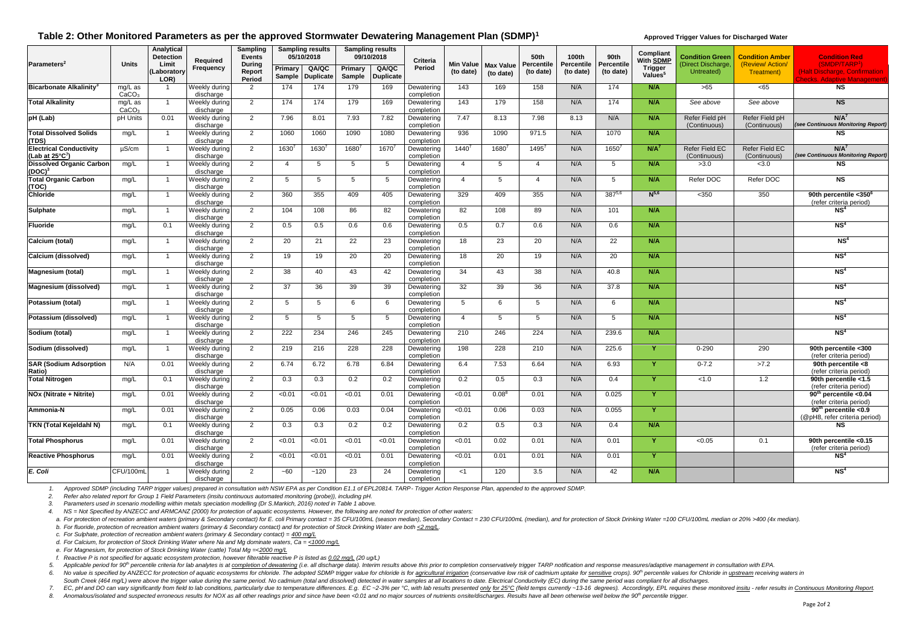## Table 2: Other Monitored Parameters as per the approved Stormwater Dewatering Management Plan (SDMP)[1]

**Approved Trigger Values for Discharged Water**

| Parameters[2] | Units | Analytical Detection Limit (Laboratory LOR) | Required Frequency | Sampling Events During Report Period | Sampling results 05/10/2018 | | Sampling results 09/10/2018 | | Criteria Period | Min Value (to date) | Max Value (to date) | 50th Percentile (to date) | 100th Percentile (to date) | 90th Percentile (to date) | Compliant With SDMP Trigger Values[5] | Condition Green (Direct Discharge, Untreated) | Condition Amber (Review/ Action/ Treatment) | Condition Red (SMDP/TARP[1]) (Halt Discharge, Confirmation Checks, Adaptive Management) |
|---|---|---|---|---|---|---|---|---|---|---|---|---|---|---|---|---|---|---|
| | | | | | Primary Sample | QA/QC Duplicate | Primary Sample | QA/QC Duplicate | | | | | | | | | | |
| Bicarbonate Alkalinity[3] | mg/L as $CaCO_3$ | 1 | Weekly during discharge | 2 | 174 | 174 | 179 | 169 | Dewatering completion | 143 | 169 | 158 | N/A | 174 | N/A | >65 | <65 | NS |
| Total Alkalinity | mg/L as $CaCO_3$ | 1 | Weekly during discharge | 2 | 174 | 174 | 179 | 169 | Dewatering completion | 143 | 179 | 158 | N/A | 174 | N/A | See above | See above | NS |
| pH (Lab) | pH Units | 0.01 | Weekly during discharge | 2 | 7.96 | 8.01 | 7.93 | 7.82 | Dewatering completion | 7.47 | 8.13 | 7.98 | 8.13 | N/A | N/A | Refer Field pH (Continuous) | Refer Field pH (Continuous) | N/A[7] (see Continuous Monitoring Report) |
| Total Dissolved Solids (TDS) | mg/L | 1 | Weekly during discharge | 2 | 1060 | 1060 | 1090 | 1080 | Dewatering completion | 936 | 1090 | 971.5 | N/A | 1070 | N/A | | | NS |
| Electrical Conductivity (Lab at 25°C[7]) | µS/cm | 1 | Weekly during discharge | 2 | 1630[7] | 1630[7] | 1680[7] | 1670[7] | Dewatering completion | 1440[7] | 1680[7] | 1495[7] | N/A | 1650[7] | N/A[7] | Refer Field EC (Continuous) | Refer Field EC (Continuous) | N/A[7] (see Continuous Monitoring Report) |
| Dissolved Organic Carbon (DOC)[3] | mg/L | 1 | Weekly during discharge | 2 | 4 | 5 | 5 | 5 | Dewatering completion | 4 | 5 | 4 | N/A | 5 | N/A | >3.0 | <3.0 | NS |
| Total Organic Carbon (TOC) | mg/L | 1 | Weekly during discharge | 2 | 5 | 5 | 5 | 5 | Dewatering completion | 4 | 5 | 4 | N/A | 5 | N/A | Refer DOC | Refer DOC | NS |
| Chloride | mg/L | 1 | Weekly during discharge | 2 | 360 | 355 | 409 | 405 | Dewatering completion | 329 | 409 | 355 | N/A | 387[5,6] | N[5,6] | <350 | 350 | 90th percentile <350[6] (refer criteria period) |
| Sulphate | mg/L | 1 | Weekly during discharge | 2 | 104 | 108 | 86 | 82 | Dewatering completion | 82 | 108 | 89 | N/A | 101 | N/A | | | NS[4] |
| Fluoride | mg/L | 0.1 | Weekly during discharge | 2 | 0.5 | 0.5 | 0.6 | 0.6 | Dewatering completion | 0.5 | 0.7 | 0.6 | N/A | 0.6 | N/A | | | NS[4] |
| Calcium (total) | mg/L | 1 | Weekly during discharge | 2 | 20 | 21 | 22 | 23 | Dewatering completion | 18 | 23 | 20 | N/A | 22 | N/A | | | NS[4] |
| Calcium (dissolved) | mg/L | 1 | Weekly during discharge | 2 | 19 | 19 | 20 | 20 | Dewatering completion | 18 | 20 | 19 | N/A | 20 | N/A | | | NS[4] |
| Magnesium (total) | mg/L | 1 | Weekly during discharge | 2 | 38 | 40 | 43 | 42 | Dewatering completion | 34 | 43 | 38 | N/A | 40.8 | N/A | | | NS[4] |
| Magnesium (dissolved) | mg/L | 1 | Weekly during discharge | 2 | 37 | 36 | 39 | 39 | Dewatering completion | 32 | 39 | 36 | N/A | 37.8 | N/A | | | NS[4] |
| Potassium (total) | mg/L | 1 | Weekly during discharge | 2 | 5 | 5 | 6 | 6 | Dewatering completion | 5 | 6 | 5 | N/A | 6 | N/A | | | NS[4] |
| Potassium (dissolved) | mg/L | 1 | Weekly during discharge | 2 | 5 | 5 | 5 | 5 | Dewatering completion | 4 | 5 | 5 | N/A | 5 | N/A | | | NS[4] |
| Sodium (total) | mg/L | 1 | Weekly during discharge | 2 | 222 | 234 | 246 | 245 | Dewatering completion | 210 | 246 | 224 | N/A | 239.6 | N/A | | | NS[4] |
| Sodium (dissolved) | mg/L | 1 | Weekly during discharge | 2 | 219 | 216 | 228 | 228 | Dewatering completion | 198 | 228 | 210 | N/A | 225.6 | Y | 0-290 | 290 | 90th percentile <300 (refer criteria period) |
| SAR (Sodium Adsorption Ratio) | N/A | 0.01 | Weekly during discharge | 2 | 6.74 | 6.72 | 6.78 | 6.84 | Dewatering completion | 6.4 | 7.53 | 6.64 | N/A | 6.93 | Y | 0-7.2 | >7.2 | 90th percentile <8 (refer criteria period) |
| Total Nitrogen | mg/L | 0.1 | Weekly during discharge | 2 | 0.3 | 0.3 | 0.2 | 0.2 | Dewatering completion | 0.2 | 0.5 | 0.3 | N/A | 0.4 | Y | <1.0 | 1.2 | 90th percentile <1.5 (refer criteria period) |
| NOx (Nitrate + Nitrite) | mg/L | 0.01 | Weekly during discharge | 2 | <0.01 | <0.01 | <0.01 | 0.01 | Dewatering completion | <0.01 | 0.08[8] | 0.01 | N/A | 0.025 | Y | | | 90th percentile <0.04 (refer criteria period) |
| Ammonia-N | mg/L | 0.01 | Weekly during discharge | 2 | 0.05 | 0.06 | 0.03 | 0.04 | Dewatering completion | <0.01 | 0.06 | 0.03 | N/A | 0.055 | Y | | | 90th percentile <0.9 (@pH8, refer criteria period) |
| TKN (Total Kejeldahl N) | mg/L | 0.1 | Weekly during discharge | 2 | 0.3 | 0.3 | 0.2 | 0.2 | Dewatering completion | 0.2 | 0.5 | 0.3 | N/A | 0.4 | N/A | | | NS |
| Total Phosphorus | mg/L | 0.01 | Weekly during discharge | 2 | <0.01 | <0.01 | <0.01 | <0.01 | Dewatering completion | <0.01 | 0.02 | 0.01 | N/A | 0.01 | Y | <0.05 | 0.1 | 90th percentile <0.15 (refer criteria period) |
| Reactive Phosphorus | mg/L | 0.01 | Weekly during discharge | 2 | <0.01 | <0.01 | <0.01 | 0.01 | Dewatering completion | <0.01 | 0.01 | 0.01 | N/A | 0.01 | Y | | | NS[4] |
| *E. Coli* | CFU/100mL | 1 | Weekly during discharge | 2 | ~60 | ~120 | 23 | 24 | Dewatering completion | <1 | 120 | 3.5 | N/A | 42 | N/A | | | NS[4] |

1. Approved SDMP (including TARP trigger values) prepared in consultation with NSW EPA as per Condition E1.1 of EPL20814. TARP - Trigger Action Response Plan, appended to the approved SDMP.
2. Refer also related report for Group 1 Field Parameters (insitu continuous automated monitoring (probe)), including pH.
3. Parameters used in scenario modelling within metals speciation modelling (Dr S.Markich, 2016) noted in Table 1 above.
4. NS = Not Specified by ANZECC and ARMCANZ (2000) for protection of aquatic ecosystems. However, the following are noted for protection of other waters:
   a. For protection of recreation ambient waters (primary & Secondary contact) for E. coli Primary contact = 35 CFU/100mL (season median), Secondary Contact = 230 CFU/100mL (median), and for protection of Stock Drinking Water =100 CFU/100mL median or 20% >400 (4x median).
   b. For fluoride, protection of recreation ambient waters (primary & Secondary contact) and for protection of Stock Drinking Water are both <2 mg/L.
   c. For Sulphate, protection of recreation ambient waters (primary & Secondary contact) = 400 mg/L
   d. For Calcium, for protection of Stock Drinking Water where Na and Mg dominate waters, Ca = <1000 mg/L
   e. For Magnesium, for protection of Stock Drinking Water (cattle) Total Mg =<2000 mg/L
   f. Reactive P is not specified for aquatic ecosystem protection, however filterable reactive P is listed as 0.02 mg/L (20 ug/L)
5. Applicable period for 90th percentile criteria for lab analytes is at completion of dewatering (i.e. all discharge data). Interim results above this prior to completion conservatively trigger TARP notification and response measures/adaptive management in consultation with EPA.
6. No value is specified by ANZECC for protection of aquatic ecosystems for chloride. The adopted SDMP trigger value for chloride is for agricultural irrigation (conservative low risk of cadmium uptake for sensitive crops). 90th percentile values for Chloride in upstream receiving waters in South Creek (464 mg/L) were above the trigger value during the same period. No cadmium (total and dissolved) detected in water samples at all locations to date. Electrical Conductivity (EC) during the same period was compliant for all discharges.
7. EC, pH and DO can vary significantly from field to lab conditions, particularly due to temperature differences. E.g. EC ~2-3% per °C, with lab results presented only for 25°C (field temps currently ~13-16 degrees). Accordingly, EPL requires these monitored insitu - refer results in Continuous Monitoring Report.
8. Anomalous/isolated and suspected erroneous results for NOX as all other readings prior and since have been <0.01 and no major sources of nutrients onsite/discharges. Results have all been otherwise well below the 90th percentile trigger.